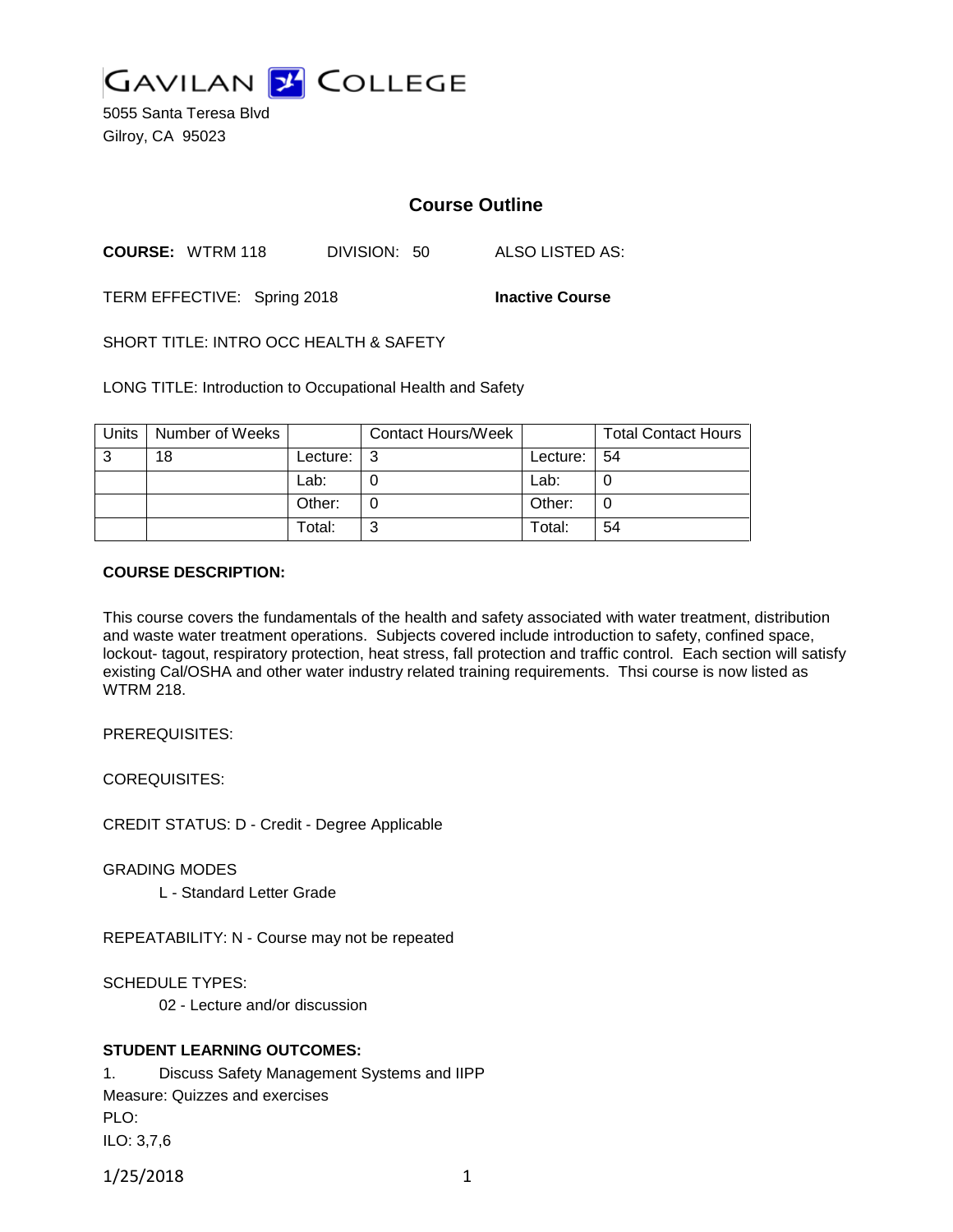GAVILAN COLLEGE

5055 Santa Teresa Blvd
Gilroy, CA 95023

## Course Outline

**COURSE:** WTRM 118 DIVISION: 50 ALSO LISTED AS:

TERM EFFECTIVE: Spring 2018 **Inactive Course**

SHORT TITLE: INTRO OCC HEALTH & SAFETY

LONG TITLE: Introduction to Occupational Health and Safety

| Units | Number of Weeks | | Contact Hours/Week | | Total Contact Hours |
|---|---|---|---|---|---|
| 3 | 18 | Lecture: | 3 | Lecture: | 54 |
| | | Lab: | 0 | Lab: | 0 |
| | | Other: | 0 | Other: | 0 |
| | | Total: | 3 | Total: | 54 |

**COURSE DESCRIPTION:**

This course covers the fundamentals of the health and safety associated with water treatment, distribution and waste water treatment operations. Subjects covered include introduction to safety, confined space, lockout- tagout, respiratory protection, heat stress, fall protection and traffic control. Each section will satisfy existing Cal/OSHA and other water industry related training requirements. Thsi course is now listed as WTRM 218.

PREREQUISITES:

COREQUISITES:

CREDIT STATUS: D - Credit - Degree Applicable

GRADING MODES

L - Standard Letter Grade

REPEATABILITY: N - Course may not be repeated

SCHEDULE TYPES:

02 - Lecture and/or discussion

**STUDENT LEARNING OUTCOMES:**

1. Discuss Safety Management Systems and IIPP
Measure: Quizzes and exercises
PLO:
ILO: 3,7,6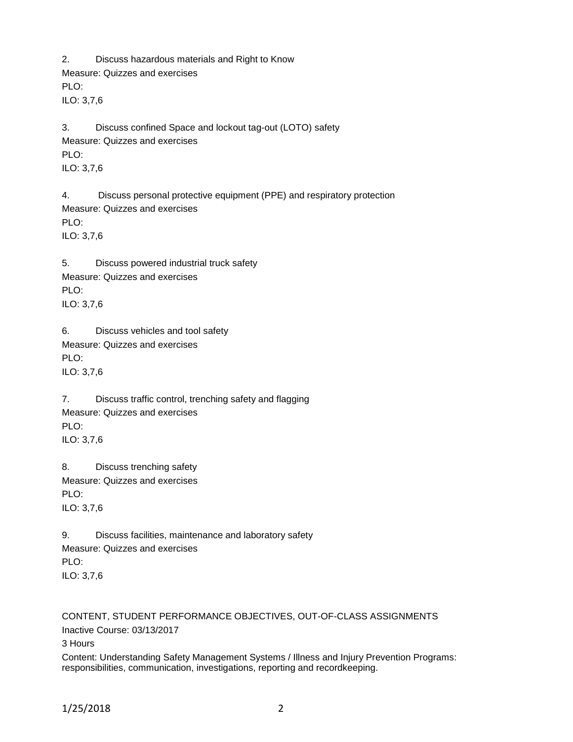2. Discuss hazardous materials and Right to Know
Measure: Quizzes and exercises
PLO:
ILO: 3,7,6

3. Discuss confined Space and lockout tag-out (LOTO) safety
Measure: Quizzes and exercises
PLO:
ILO: 3,7,6

4. Discuss personal protective equipment (PPE) and respiratory protection
Measure: Quizzes and exercises
PLO:
ILO: 3,7,6

5. Discuss powered industrial truck safety
Measure: Quizzes and exercises
PLO:
ILO: 3,7,6

6. Discuss vehicles and tool safety
Measure: Quizzes and exercises
PLO:
ILO: 3,7,6

7. Discuss traffic control, trenching safety and flagging
Measure: Quizzes and exercises
PLO:
ILO: 3,7,6

8. Discuss trenching safety
Measure: Quizzes and exercises
PLO:
ILO: 3,7,6

9. Discuss facilities, maintenance and laboratory safety
Measure: Quizzes and exercises
PLO:
ILO: 3,7,6

CONTENT, STUDENT PERFORMANCE OBJECTIVES, OUT-OF-CLASS ASSIGNMENTS
Inactive Course: 03/13/2017
3 Hours
Content: Understanding Safety Management Systems / Illness and Injury Prevention Programs: responsibilities, communication, investigations, reporting and recordkeeping.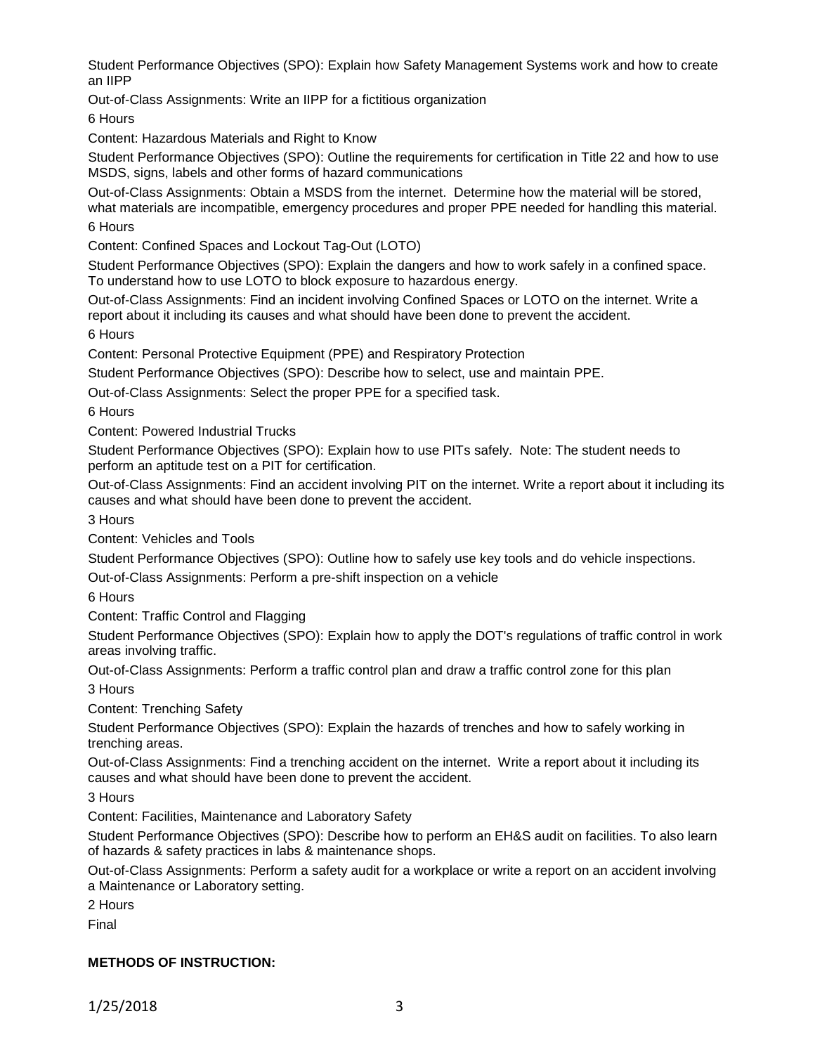Student Performance Objectives (SPO): Explain how Safety Management Systems work and how to create an IIPP

Out-of-Class Assignments: Write an IIPP for a fictitious organization

6 Hours

Content: Hazardous Materials and Right to Know

Student Performance Objectives (SPO): Outline the requirements for certification in Title 22 and how to use MSDS, signs, labels and other forms of hazard communications

Out-of-Class Assignments: Obtain a MSDS from the internet. Determine how the material will be stored, what materials are incompatible, emergency procedures and proper PPE needed for handling this material.

6 Hours

Content: Confined Spaces and Lockout Tag-Out (LOTO)

Student Performance Objectives (SPO): Explain the dangers and how to work safely in a confined space. To understand how to use LOTO to block exposure to hazardous energy.

Out-of-Class Assignments: Find an incident involving Confined Spaces or LOTO on the internet. Write a report about it including its causes and what should have been done to prevent the accident.

6 Hours

Content: Personal Protective Equipment (PPE) and Respiratory Protection

Student Performance Objectives (SPO): Describe how to select, use and maintain PPE.

Out-of-Class Assignments: Select the proper PPE for a specified task.

6 Hours

Content: Powered Industrial Trucks

Student Performance Objectives (SPO): Explain how to use PITs safely. Note: The student needs to perform an aptitude test on a PIT for certification.

Out-of-Class Assignments: Find an accident involving PIT on the internet. Write a report about it including its causes and what should have been done to prevent the accident.

3 Hours

Content: Vehicles and Tools

Student Performance Objectives (SPO): Outline how to safely use key tools and do vehicle inspections.

Out-of-Class Assignments: Perform a pre-shift inspection on a vehicle

6 Hours

Content: Traffic Control and Flagging

Student Performance Objectives (SPO): Explain how to apply the DOT's regulations of traffic control in work areas involving traffic.

Out-of-Class Assignments: Perform a traffic control plan and draw a traffic control zone for this plan

3 Hours

Content: Trenching Safety

Student Performance Objectives (SPO): Explain the hazards of trenches and how to safely working in trenching areas.

Out-of-Class Assignments: Find a trenching accident on the internet. Write a report about it including its causes and what should have been done to prevent the accident.

3 Hours

Content: Facilities, Maintenance and Laboratory Safety

Student Performance Objectives (SPO): Describe how to perform an EH&S audit on facilities. To also learn of hazards & safety practices in labs & maintenance shops.

Out-of-Class Assignments: Perform a safety audit for a workplace or write a report on an accident involving a Maintenance or Laboratory setting.

2 Hours

Final

**METHODS OF INSTRUCTION:**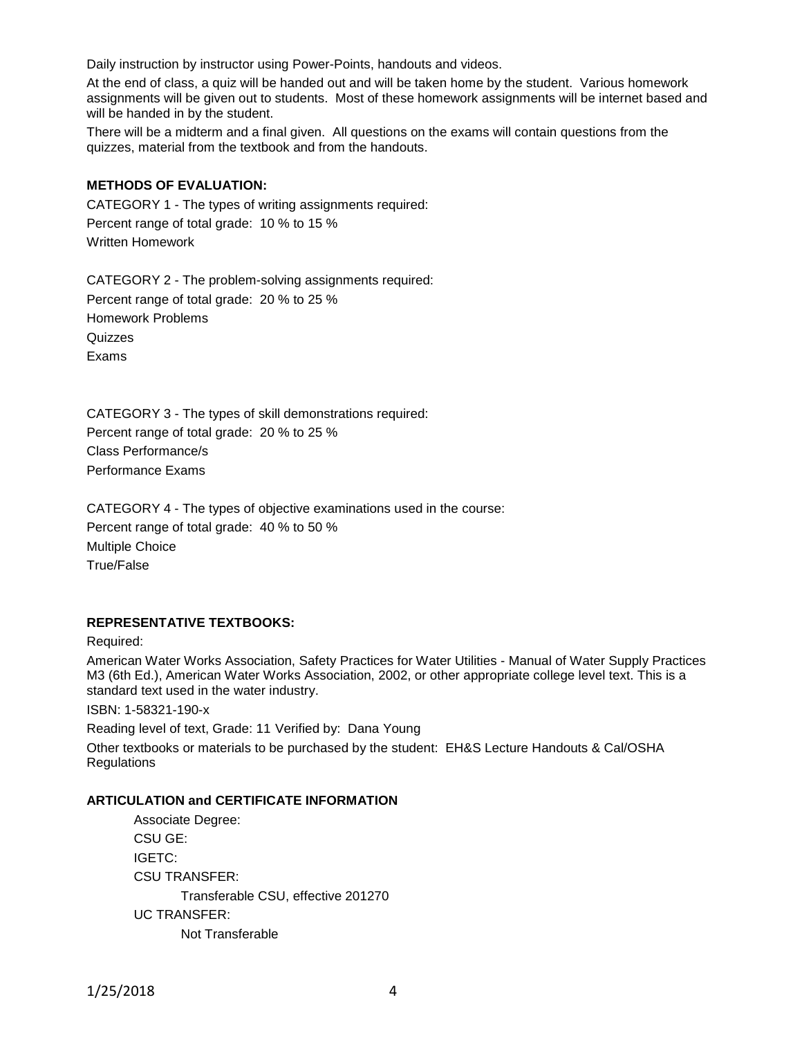Daily instruction by instructor using Power-Points, handouts and videos.

At the end of class, a quiz will be handed out and will be taken home by the student. Various homework assignments will be given out to students. Most of these homework assignments will be internet based and will be handed in by the student.

There will be a midterm and a final given. All questions on the exams will contain questions from the quizzes, material from the textbook and from the handouts.

**METHODS OF EVALUATION:**

CATEGORY 1 - The types of writing assignments required:
Percent range of total grade: 10 % to 15 %
Written Homework

CATEGORY 2 - The problem-solving assignments required:
Percent range of total grade: 20 % to 25 %
Homework Problems
Quizzes
Exams

CATEGORY 3 - The types of skill demonstrations required:
Percent range of total grade: 20 % to 25 %
Class Performance/s
Performance Exams

CATEGORY 4 - The types of objective examinations used in the course:
Percent range of total grade: 40 % to 50 %
Multiple Choice
True/False

**REPRESENTATIVE TEXTBOOKS:**

Required:

American Water Works Association, Safety Practices for Water Utilities - Manual of Water Supply Practices M3 (6th Ed.), American Water Works Association, 2002, or other appropriate college level text. This is a standard text used in the water industry.

ISBN: 1-58321-190-x

Reading level of text, Grade: 11 Verified by: Dana Young

Other textbooks or materials to be purchased by the student: EH&S Lecture Handouts & Cal/OSHA Regulations

**ARTICULATION and CERTIFICATE INFORMATION**

Associate Degree:
CSU GE:
IGETC:
CSU TRANSFER:
  Transferable CSU, effective 201270
UC TRANSFER:
  Not Transferable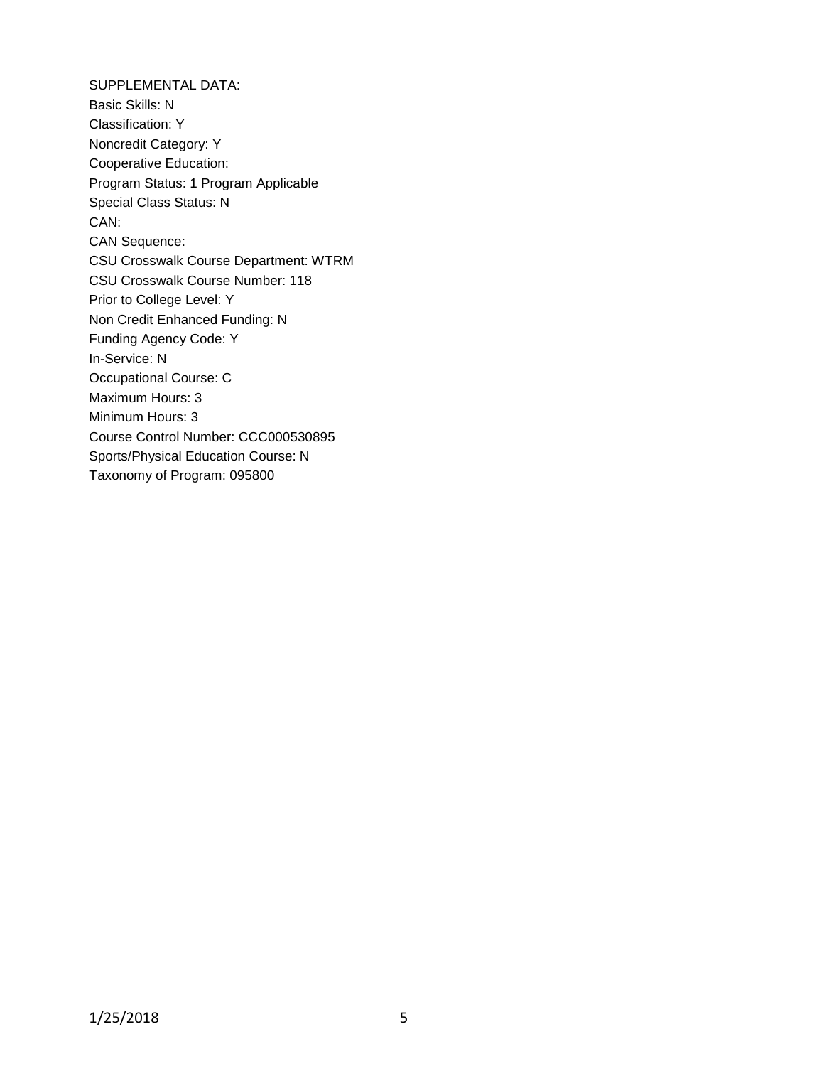SUPPLEMENTAL DATA:

Basic Skills: N

Classification: Y

Noncredit Category: Y

Cooperative Education:

Program Status: 1 Program Applicable

Special Class Status: N

CAN:

CAN Sequence:

CSU Crosswalk Course Department: WTRM

CSU Crosswalk Course Number: 118

Prior to College Level: Y

Non Credit Enhanced Funding: N

Funding Agency Code: Y

In-Service: N

Occupational Course: C

Maximum Hours: 3

Minimum Hours: 3

Course Control Number: CCC000530895

Sports/Physical Education Course: N

Taxonomy of Program: 095800